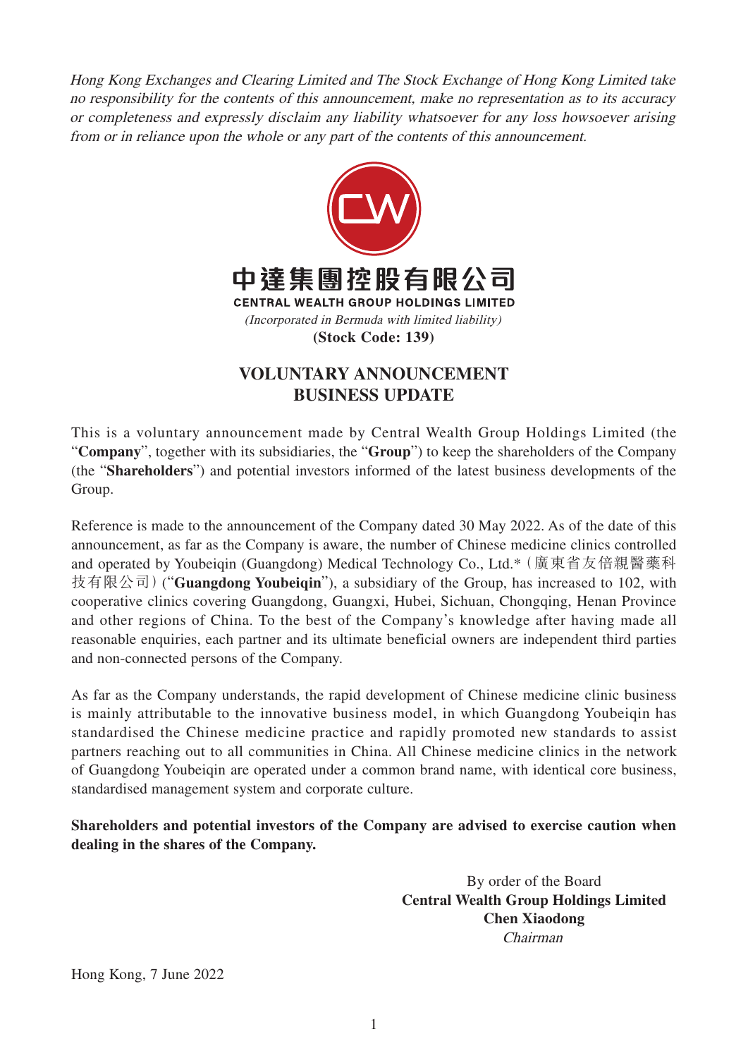*Hong Kong Exchanges and Clearing Limited and The Stock Exchange of Hong Kong Limited take no responsibility for the contents of this announcement, make no representation as to its accuracy or completeness and expressly disclaim any liability whatsoever for any loss howsoever arising from or in reliance upon the whole or any part of the contents of this announcement.*

**中達集團控股有限公司**

**CENTRAL WEALTH GROUP HOLDINGS LIMITED**

*(Incorporated in Bermuda with limited liability)*

**(Stock Code: 139)**

# VOLUNTARY ANNOUNCEMENT
# BUSINESS UPDATE

This is a voluntary announcement made by Central Wealth Group Holdings Limited (the "**Company**", together with its subsidiaries, the "**Group**") to keep the shareholders of the Company (the "**Shareholders**") and potential investors informed of the latest business developments of the Group.

Reference is made to the announcement of the Company dated 30 May 2022. As of the date of this announcement, as far as the Company is aware, the number of Chinese medicine clinics controlled and operated by Youbeiqin (Guangdong) Medical Technology Co., Ltd.*（廣東省友倍親醫藥科技有限公司）("**Guangdong Youbeiqin**"), a subsidiary of the Group, has increased to 102, with cooperative clinics covering Guangdong, Guangxi, Hubei, Sichuan, Chongqing, Henan Province and other regions of China. To the best of the Company's knowledge after having made all reasonable enquiries, each partner and its ultimate beneficial owners are independent third parties and non-connected persons of the Company.

As far as the Company understands, the rapid development of Chinese medicine clinic business is mainly attributable to the innovative business model, in which Guangdong Youbeiqin has standardised the Chinese medicine practice and rapidly promoted new standards to assist partners reaching out to all communities in China. All Chinese medicine clinics in the network of Guangdong Youbeiqin are operated under a common brand name, with identical core business, standardised management system and corporate culture.

**Shareholders and potential investors of the Company are advised to exercise caution when dealing in the shares of the Company.**

By order of the Board
**Central Wealth Group Holdings Limited**
**Chen Xiaodong**
*Chairman*

Hong Kong, 7 June 2022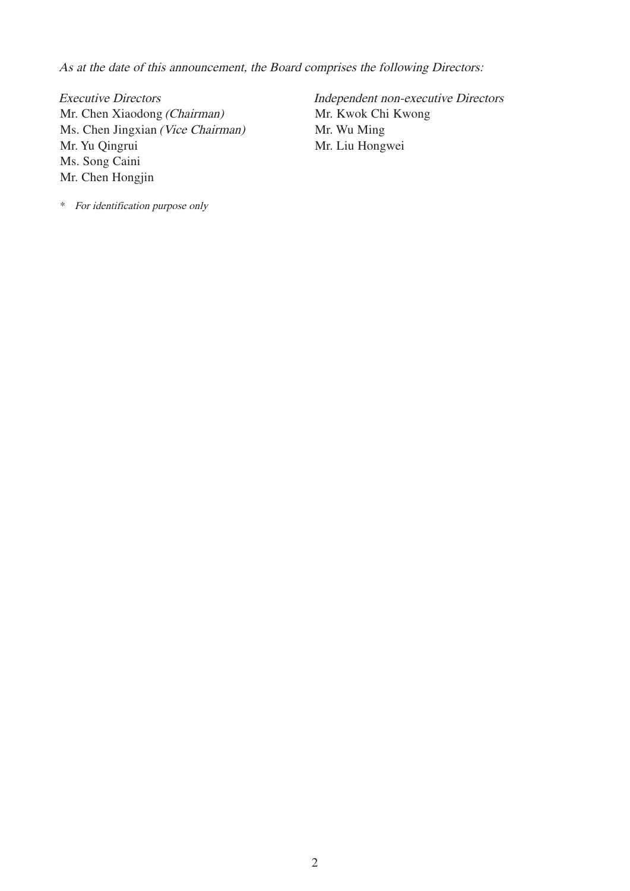*As at the date of this announcement, the Board comprises the following Directors:*

*Executive Directors*
Mr. Chen Xiaodong *(Chairman)*
Ms. Chen Jingxian *(Vice Chairman)*
Mr. Yu Qingrui
Ms. Song Caini
Mr. Chen Hongjin

*Independent non-executive Directors*
Mr. Kwok Chi Kwong
Mr. Wu Ming
Mr. Liu Hongwei

\* *For identification purpose only*